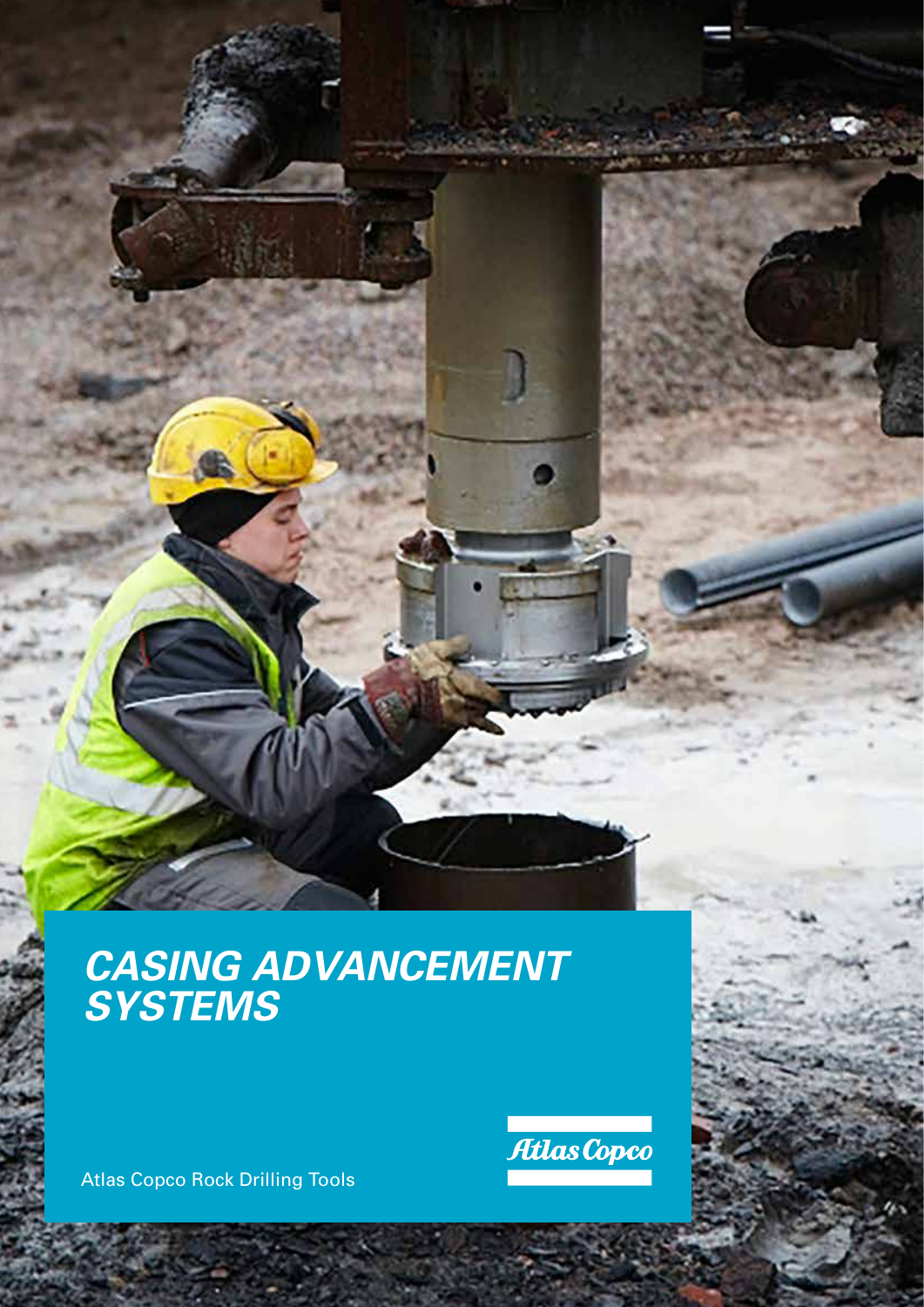# *CASING ADVANCEMENT SYSTEMS*

Atlas Copco Rock Drilling Tools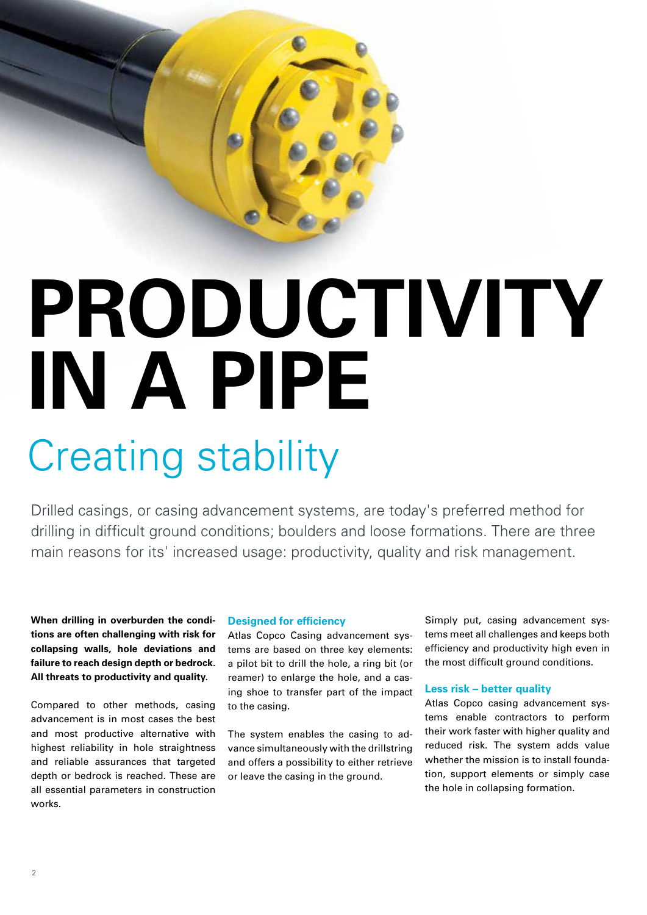# PRODUCTIVITY IN A PIPE

## Creating stability

Drilled casings, or casing advancement systems, are today's preferred method for drilling in difficult ground conditions; boulders and loose formations. There are three main reasons for its' increased usage: productivity, quality and risk management.

**When drilling in overburden the conditions are often challenging with risk for collapsing walls, hole deviations and failure to reach design depth or bedrock. All threats to productivity and quality.**

Compared to other methods, casing advancement is in most cases the best and most productive alternative with highest reliability in hole straightness and reliable assurances that targeted depth or bedrock is reached. These are all essential parameters in construction works.

### Designed for efficiency

Atlas Copco Casing advancement systems are based on three key elements: a pilot bit to drill the hole, a ring bit (or reamer) to enlarge the hole, and a casing shoe to transfer part of the impact to the casing.

The system enables the casing to advance simultaneously with the drillstring and offers a possibility to either retrieve or leave the casing in the ground.

Simply put, casing advancement systems meet all challenges and keeps both efficiency and productivity high even in the most difficult ground conditions.

### Less risk – better quality

Atlas Copco casing advancement systems enable contractors to perform their work faster with higher quality and reduced risk. The system adds value whether the mission is to install foundation, support elements or simply case the hole in collapsing formation.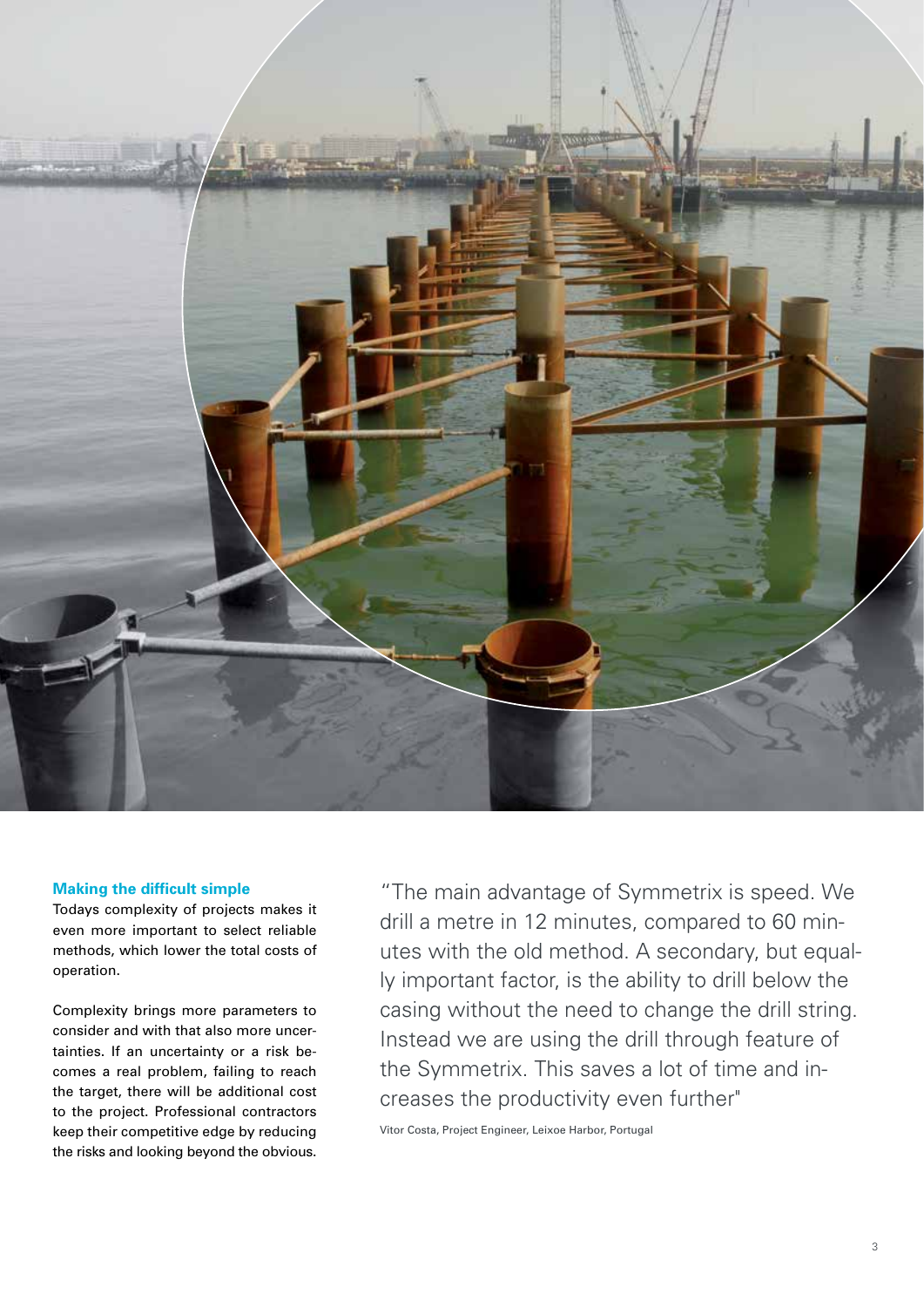### Making the difficult simple

Todays complexity of projects makes it even more important to select reliable methods, which lower the total costs of operation.

Complexity brings more parameters to consider and with that also more uncertainties. If an uncertainty or a risk becomes a real problem, failing to reach the target, there will be additional cost to the project. Professional contractors keep their competitive edge by reducing the risks and looking beyond the obvious.

"The main advantage of Symmetrix is speed. We drill a metre in 12 minutes, compared to 60 minutes with the old method. A secondary, but equally important factor, is the ability to drill below the casing without the need to change the drill string. Instead we are using the drill through feature of the Symmetrix. This saves a lot of time and increases the productivity even further"

Vitor Costa, Project Engineer, Leixoe Harbor, Portugal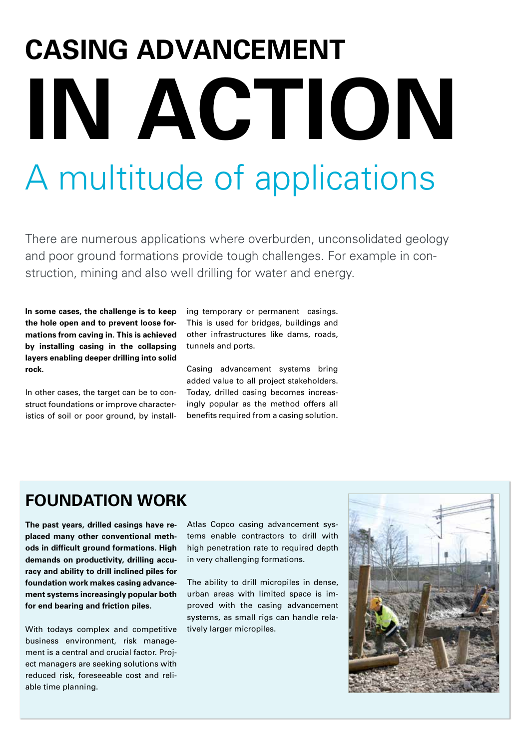# CASING ADVANCEMENT IN ACTION

## A multitude of applications

There are numerous applications where overburden, unconsolidated geology and poor ground formations provide tough challenges. For example in construction, mining and also well drilling for water and energy.

**In some cases, the challenge is to keep the hole open and to prevent loose formations from caving in. This is achieved by installing casing in the collapsing layers enabling deeper drilling into solid rock.**

In other cases, the target can be to construct foundations or improve characteristics of soil or poor ground, by installing temporary or permanent casings. This is used for bridges, buildings and other infrastructures like dams, roads, tunnels and ports.

Casing advancement systems bring added value to all project stakeholders. Today, drilled casing becomes increasingly popular as the method offers all benefits required from a casing solution.

## FOUNDATION WORK

**The past years, drilled casings have replaced many other conventional methods in difficult ground formations. High demands on productivity, drilling accuracy and ability to drill inclined piles for foundation work makes casing advancement systems increasingly popular both for end bearing and friction piles.**

With todays complex and competitive business environment, risk management is a central and crucial factor. Project managers are seeking solutions with reduced risk, foreseeable cost and reliable time planning.

Atlas Copco casing advancement systems enable contractors to drill with high penetration rate to required depth in very challenging formations.

The ability to drill micropiles in dense, urban areas with limited space is improved with the casing advancement systems, as small rigs can handle relatively larger micropiles.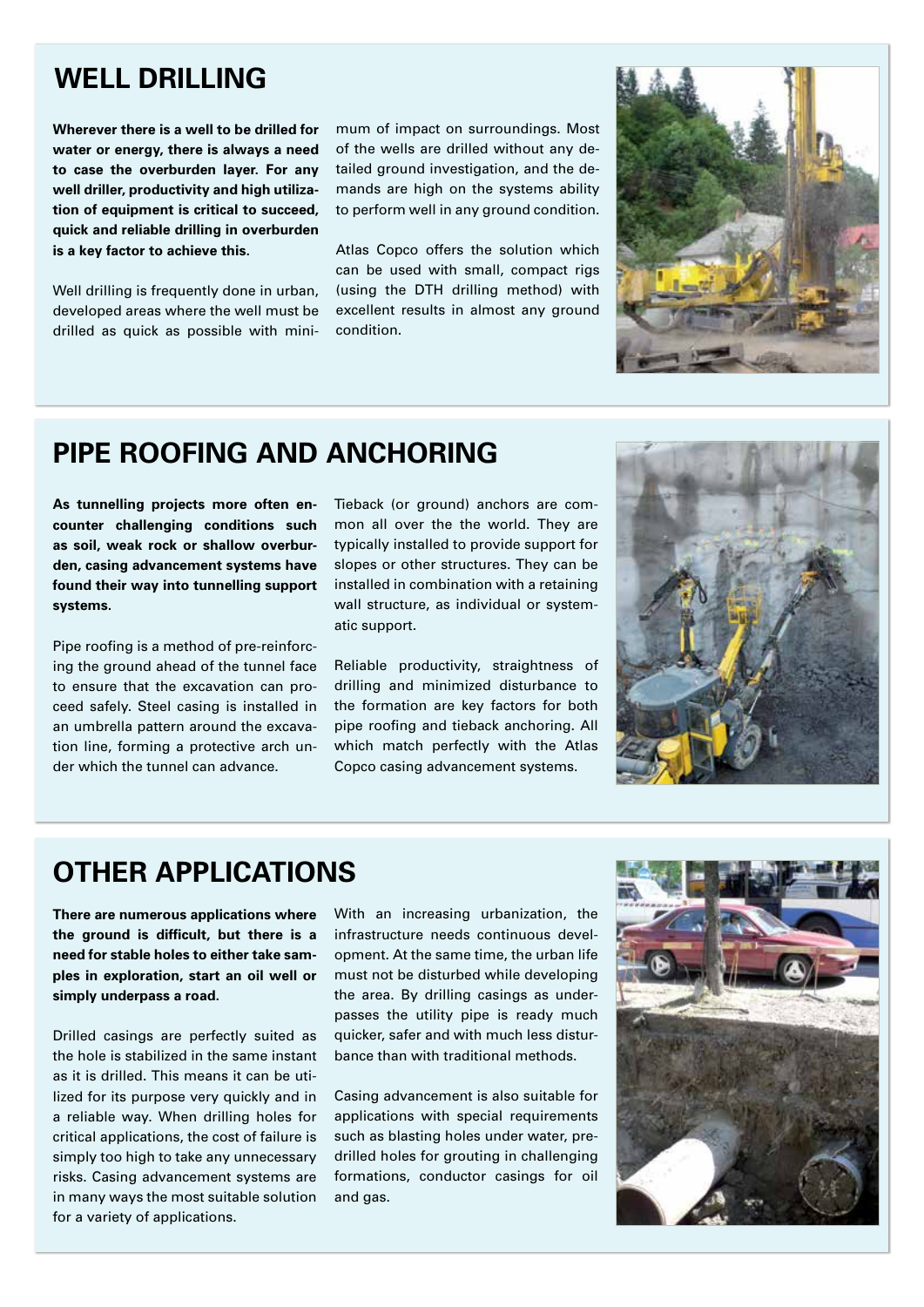## WELL DRILLING

**Wherever there is a well to be drilled for water or energy, there is always a need to case the overburden layer. For any well driller, productivity and high utilization of equipment is critical to succeed, quick and reliable drilling in overburden is a key factor to achieve this.**

Well drilling is frequently done in urban, developed areas where the well must be drilled as quick as possible with minimum of impact on surroundings. Most of the wells are drilled without any detailed ground investigation, and the demands are high on the systems ability to perform well in any ground condition.

Atlas Copco offers the solution which can be used with small, compact rigs (using the DTH drilling method) with excellent results in almost any ground condition.

## PIPE ROOFING AND ANCHORING

**As tunnelling projects more often encounter challenging conditions such as soil, weak rock or shallow overburden, casing advancement systems have found their way into tunnelling support systems.**

Pipe roofing is a method of pre-reinforcing the ground ahead of the tunnel face to ensure that the excavation can proceed safely. Steel casing is installed in an umbrella pattern around the excavation line, forming a protective arch under which the tunnel can advance.

Tieback (or ground) anchors are common all over the the world. They are typically installed to provide support for slopes or other structures. They can be installed in combination with a retaining wall structure, as individual or systematic support.

Reliable productivity, straightness of drilling and minimized disturbance to the formation are key factors for both pipe roofing and tieback anchoring. All which match perfectly with the Atlas Copco casing advancement systems.

## OTHER APPLICATIONS

**There are numerous applications where the ground is difficult, but there is a need for stable holes to either take samples in exploration, start an oil well or simply underpass a road.**

Drilled casings are perfectly suited as the hole is stabilized in the same instant as it is drilled. This means it can be utilized for its purpose very quickly and in a reliable way. When drilling holes for critical applications, the cost of failure is simply too high to take any unnecessary risks. Casing advancement systems are in many ways the most suitable solution for a variety of applications.

With an increasing urbanization, the infrastructure needs continuous development. At the same time, the urban life must not be disturbed while developing the area. By drilling casings as underpasses the utility pipe is ready much quicker, safer and with much less disturbance than with traditional methods.

Casing advancement is also suitable for applications with special requirements such as blasting holes under water, pre-drilled holes for grouting in challenging formations, conductor casings for oil and gas.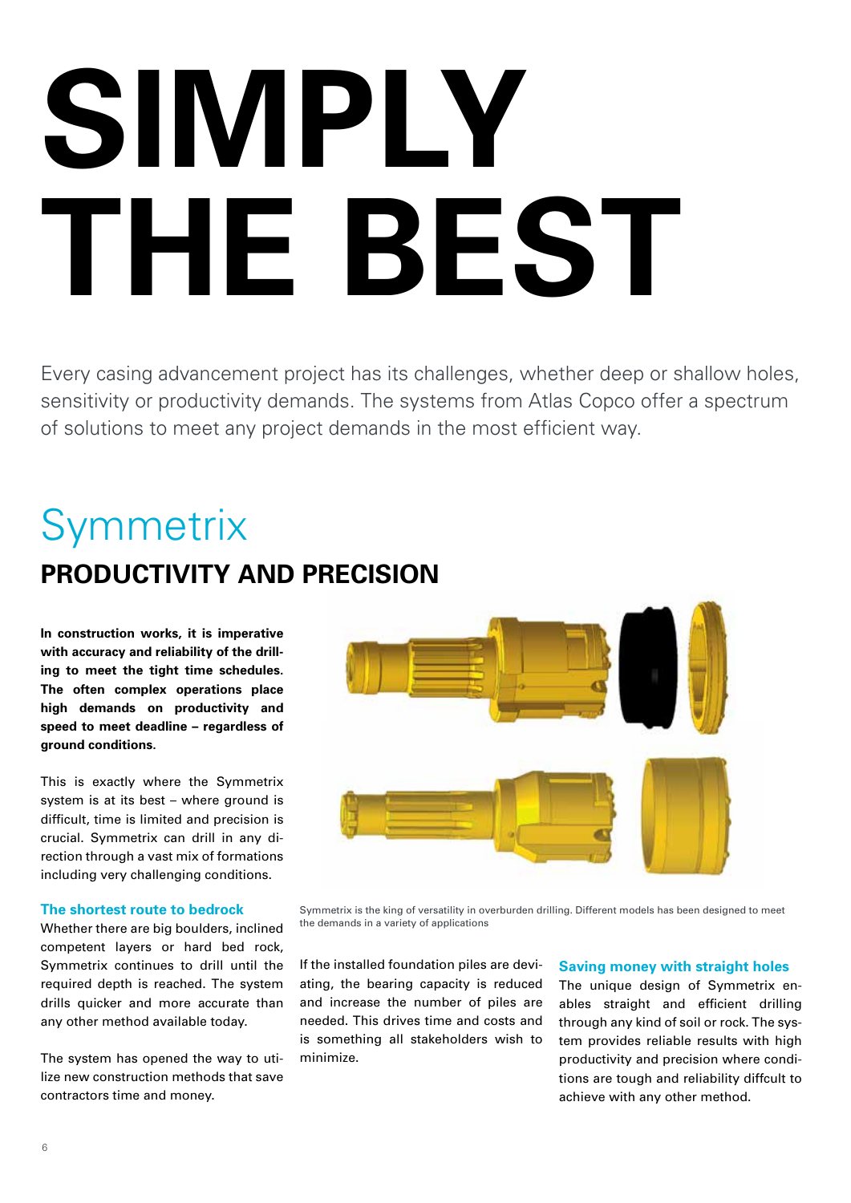# SIMPLY THE BEST

Every casing advancement project has its challenges, whether deep or shallow holes, sensitivity or productivity demands. The systems from Atlas Copco offer a spectrum of solutions to meet any project demands in the most efficient way.

## Symmetrix

### PRODUCTIVITY AND PRECISION

**In construction works, it is imperative with accuracy and reliability of the drilling to meet the tight time schedules. The often complex operations place high demands on productivity and speed to meet deadline – regardless of ground conditions.**

This is exactly where the Symmetrix system is at its best – where ground is difficult, time is limited and precision is crucial. Symmetrix can drill in any direction through a vast mix of formations including very challenging conditions.

#### The shortest route to bedrock

Whether there are big boulders, inclined competent layers or hard bed rock, Symmetrix continues to drill until the required depth is reached. The system drills quicker and more accurate than any other method available today.

The system has opened the way to utilize new construction methods that save contractors time and money.

Symmetrix is the king of versatility in overburden drilling. Different models has been designed to meet the demands in a variety of applications

If the installed foundation piles are deviating, the bearing capacity is reduced and increase the number of piles are needed. This drives time and costs and is something all stakeholders wish to minimize.

#### Saving money with straight holes

The unique design of Symmetrix enables straight and efficient drilling through any kind of soil or rock. The system provides reliable results with high productivity and precision where conditions are tough and reliability diffcult to achieve with any other method.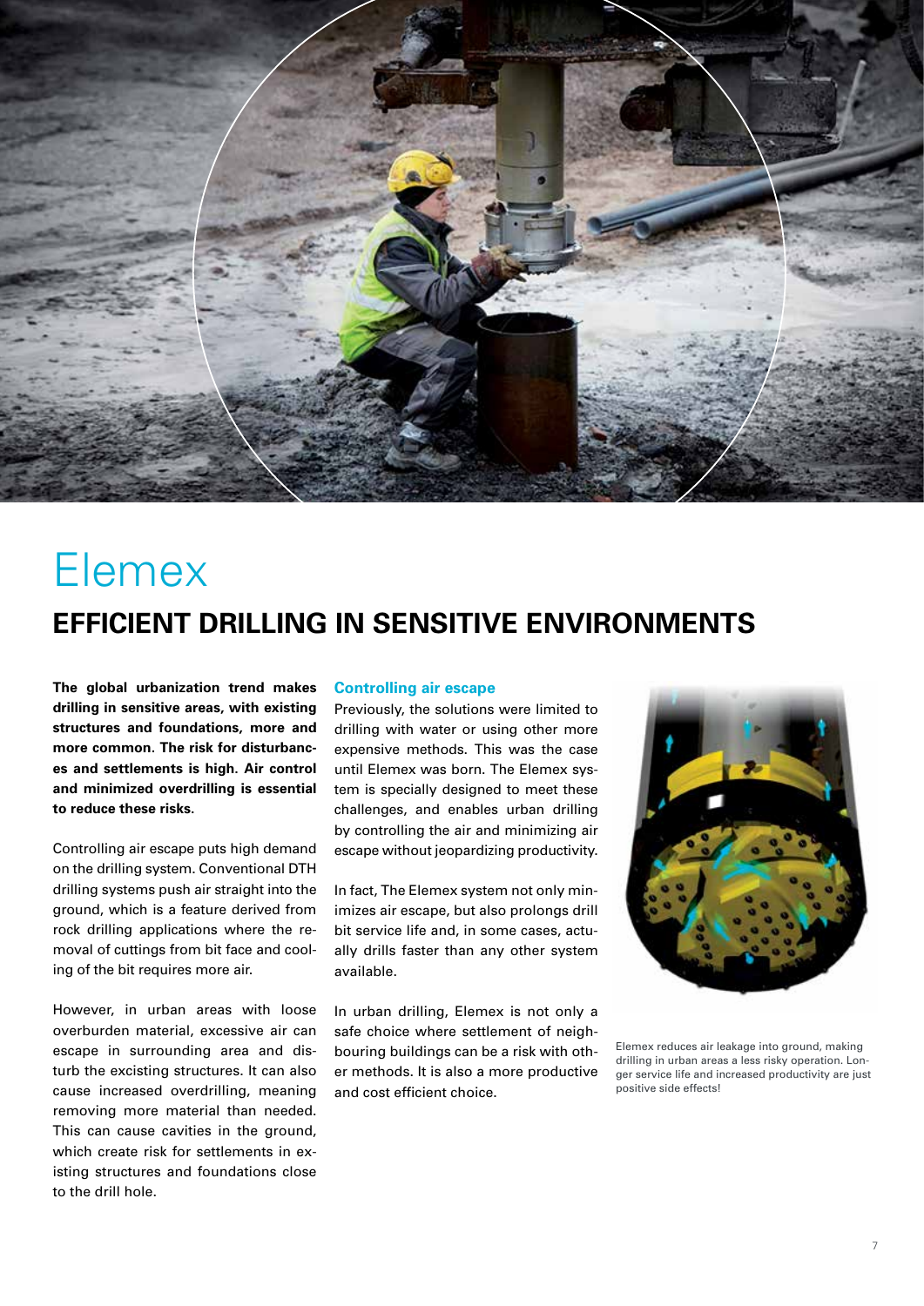# Elemex

## EFFICIENT DRILLING IN SENSITIVE ENVIRONMENTS

**The global urbanization trend makes drilling in sensitive areas, with existing structures and foundations, more and more common. The risk for disturbances and settlements is high. Air control and minimized overdrilling is essential to reduce these risks.**

Controlling air escape puts high demand on the drilling system. Conventional DTH drilling systems push air straight into the ground, which is a feature derived from rock drilling applications where the removal of cuttings from bit face and cooling of the bit requires more air.

However, in urban areas with loose overburden material, excessive air can escape in surrounding area and disturb the excisting structures. It can also cause increased overdrilling, meaning removing more material than needed. This can cause cavities in the ground, which create risk for settlements in existing structures and foundations close to the drill hole.

### Controlling air escape

Previously, the solutions were limited to drilling with water or using other more expensive methods. This was the case until Elemex was born. The Elemex system is specially designed to meet these challenges, and enables urban drilling by controlling the air and minimizing air escape without jeopardizing productivity.

In fact, The Elemex system not only minimizes air escape, but also prolongs drill bit service life and, in some cases, actually drills faster than any other system available.

In urban drilling, Elemex is not only a safe choice where settlement of neighbouring buildings can be a risk with other methods. It is also a more productive and cost efficient choice.

Elemex reduces air leakage into ground, making drilling in urban areas a less risky operation. Longer service life and increased productivity are just positive side effects!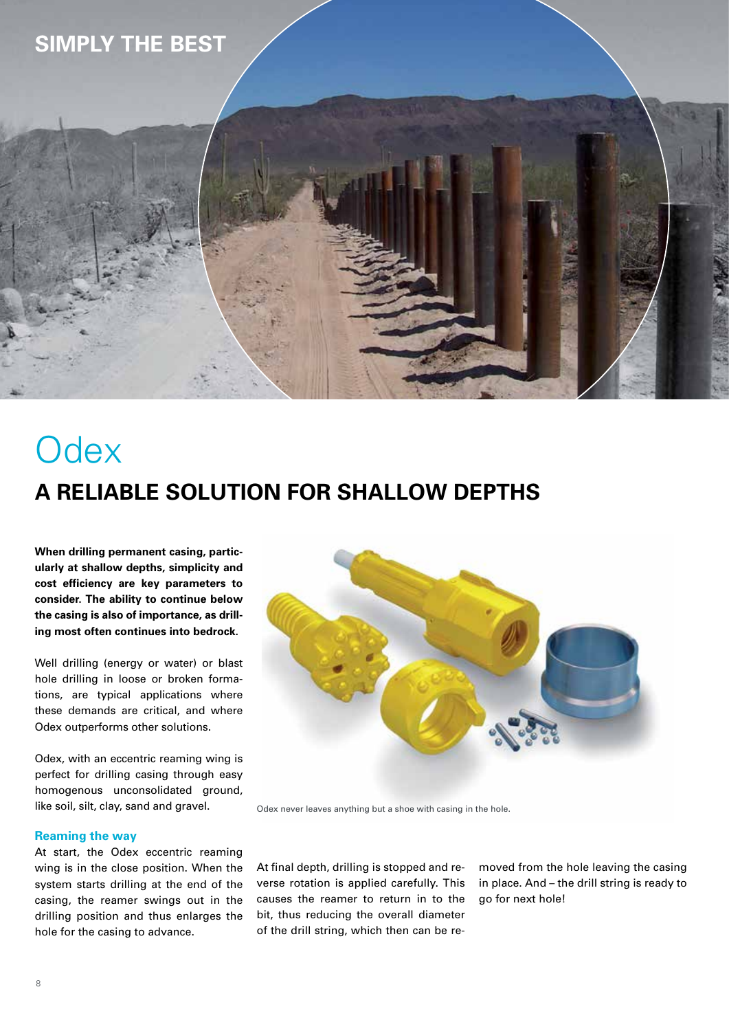SIMPLY THE BEST

# Odex

## A RELIABLE SOLUTION FOR SHALLOW DEPTHS

**When drilling permanent casing, particularly at shallow depths, simplicity and cost efficiency are key parameters to consider. The ability to continue below the casing is also of importance, as drilling most often continues into bedrock.**

Well drilling (energy or water) or blast hole drilling in loose or broken formations, are typical applications where these demands are critical, and where Odex outperforms other solutions.

Odex, with an eccentric reaming wing is perfect for drilling casing through easy homogenous unconsolidated ground, like soil, silt, clay, sand and gravel.

Odex never leaves anything but a shoe with casing in the hole.

### Reaming the way

At start, the Odex eccentric reaming wing is in the close position. When the system starts drilling at the end of the casing, the reamer swings out in the drilling position and thus enlarges the hole for the casing to advance.

At final depth, drilling is stopped and reverse rotation is applied carefully. This causes the reamer to return in to the bit, thus reducing the overall diameter of the drill string, which then can be removed from the hole leaving the casing in place. And – the drill string is ready to go for next hole!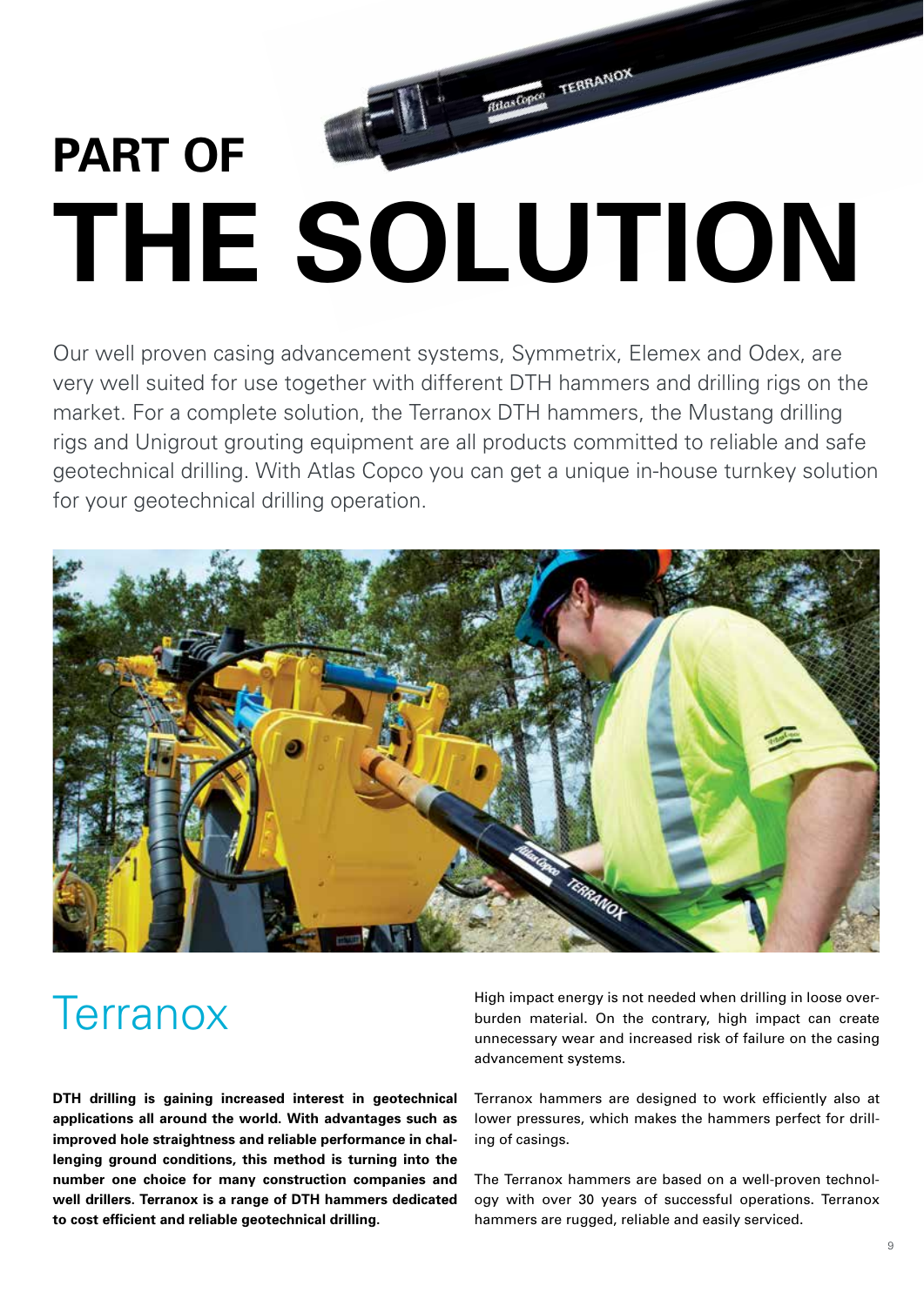# PART OF THE SOLUTION

Our well proven casing advancement systems, Symmetrix, Elemex and Odex, are very well suited for use together with different DTH hammers and drilling rigs on the market. For a complete solution, the Terranox DTH hammers, the Mustang drilling rigs and Unigrout grouting equipment are all products committed to reliable and safe geotechnical drilling. With Atlas Copco you can get a unique in-house turnkey solution for your geotechnical drilling operation.

## Terranox

**DTH drilling is gaining increased interest in geotechnical applications all around the world. With advantages such as improved hole straightness and reliable performance in challenging ground conditions, this method is turning into the number one choice for many construction companies and well drillers. Terranox is a range of DTH hammers dedicated to cost efficient and reliable geotechnical drilling.**

High impact energy is not needed when drilling in loose overburden material. On the contrary, high impact can create unnecessary wear and increased risk of failure on the casing advancement systems.

Terranox hammers are designed to work efficiently also at lower pressures, which makes the hammers perfect for drilling of casings.

The Terranox hammers are based on a well-proven technology with over 30 years of successful operations. Terranox hammers are rugged, reliable and easily serviced.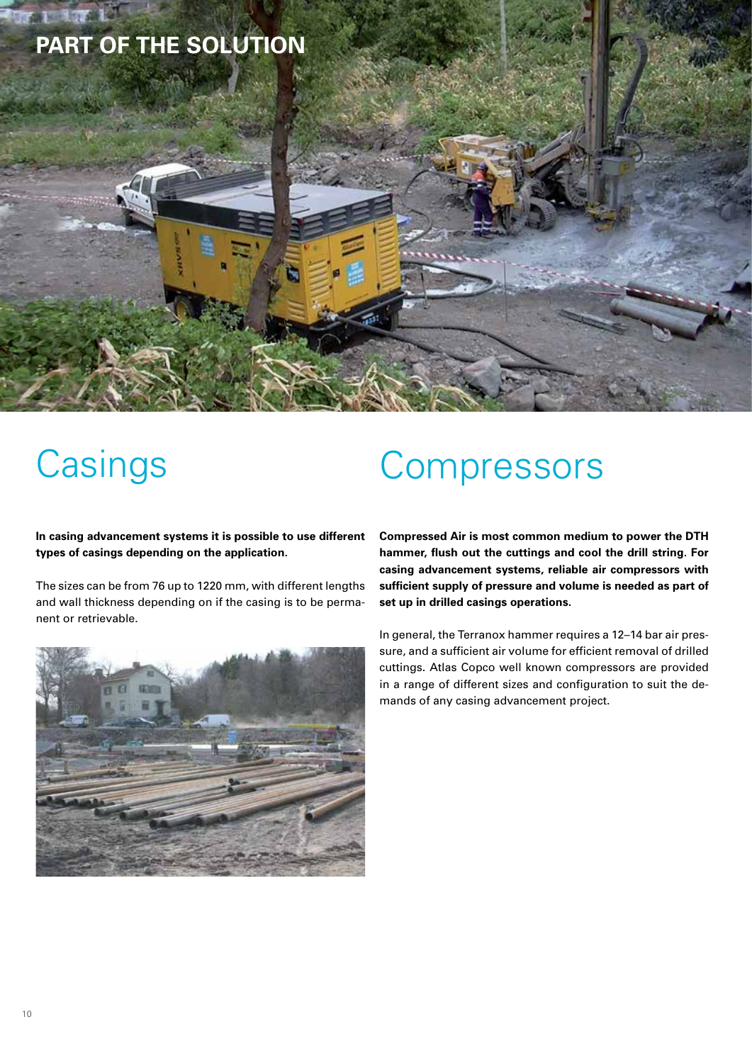# PART OF THE SOLUTION

## Casings

**In casing advancement systems it is possible to use different types of casings depending on the application.**

The sizes can be from 76 up to 1220 mm, with different lengths and wall thickness depending on if the casing is to be permanent or retrievable.

## Compressors

**Compressed Air is most common medium to power the DTH hammer, flush out the cuttings and cool the drill string. For casing advancement systems, reliable air compressors with sufficient supply of pressure and volume is needed as part of set up in drilled casings operations.**

In general, the Terranox hammer requires a 12–14 bar air pressure, and a sufficient air volume for efficient removal of drilled cuttings. Atlas Copco well known compressors are provided in a range of different sizes and configuration to suit the demands of any casing advancement project.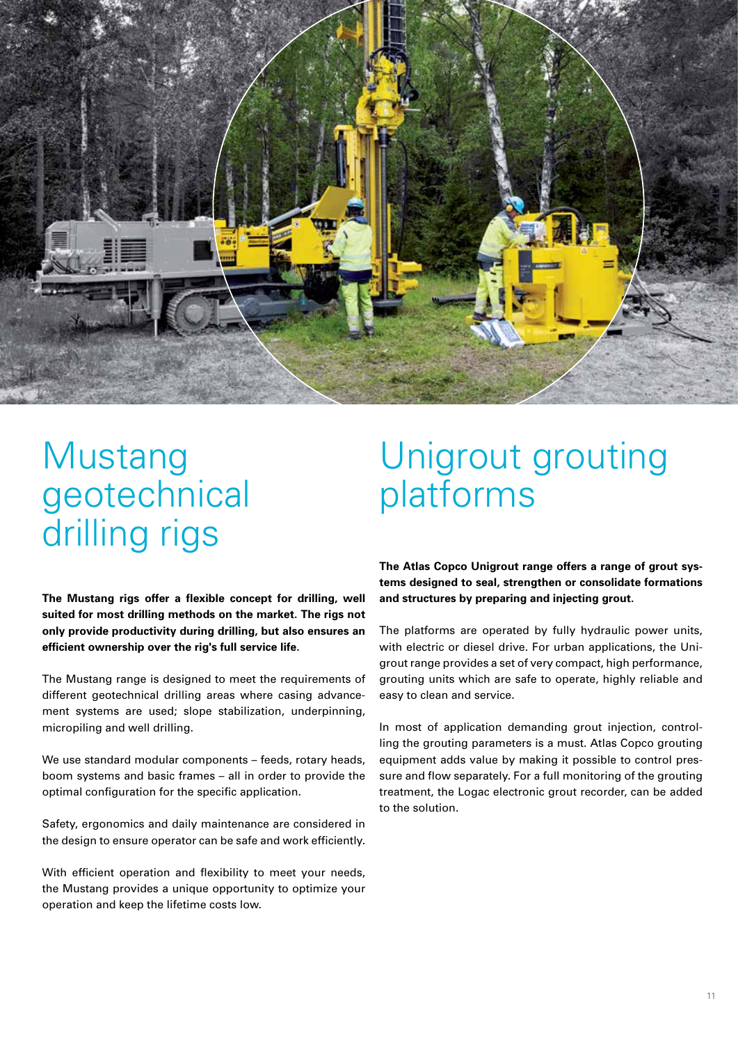# Mustang geotechnical drilling rigs

**The Mustang rigs offer a flexible concept for drilling, well suited for most drilling methods on the market. The rigs not only provide productivity during drilling, but also ensures an efficient ownership over the rig's full service life.**

The Mustang range is designed to meet the requirements of different geotechnical drilling areas where casing advancement systems are used; slope stabilization, underpinning, micropiling and well drilling.

We use standard modular components – feeds, rotary heads, boom systems and basic frames – all in order to provide the optimal configuration for the specific application.

Safety, ergonomics and daily maintenance are considered in the design to ensure operator can be safe and work efficiently.

With efficient operation and flexibility to meet your needs, the Mustang provides a unique opportunity to optimize your operation and keep the lifetime costs low.

# Unigrout grouting platforms

**The Atlas Copco Unigrout range offers a range of grout systems designed to seal, strengthen or consolidate formations and structures by preparing and injecting grout.**

The platforms are operated by fully hydraulic power units, with electric or diesel drive. For urban applications, the Unigrout range provides a set of very compact, high performance, grouting units which are safe to operate, highly reliable and easy to clean and service.

In most of application demanding grout injection, controlling the grouting parameters is a must. Atlas Copco grouting equipment adds value by making it possible to control pressure and flow separately. For a full monitoring of the grouting treatment, the Logac electronic grout recorder, can be added to the solution.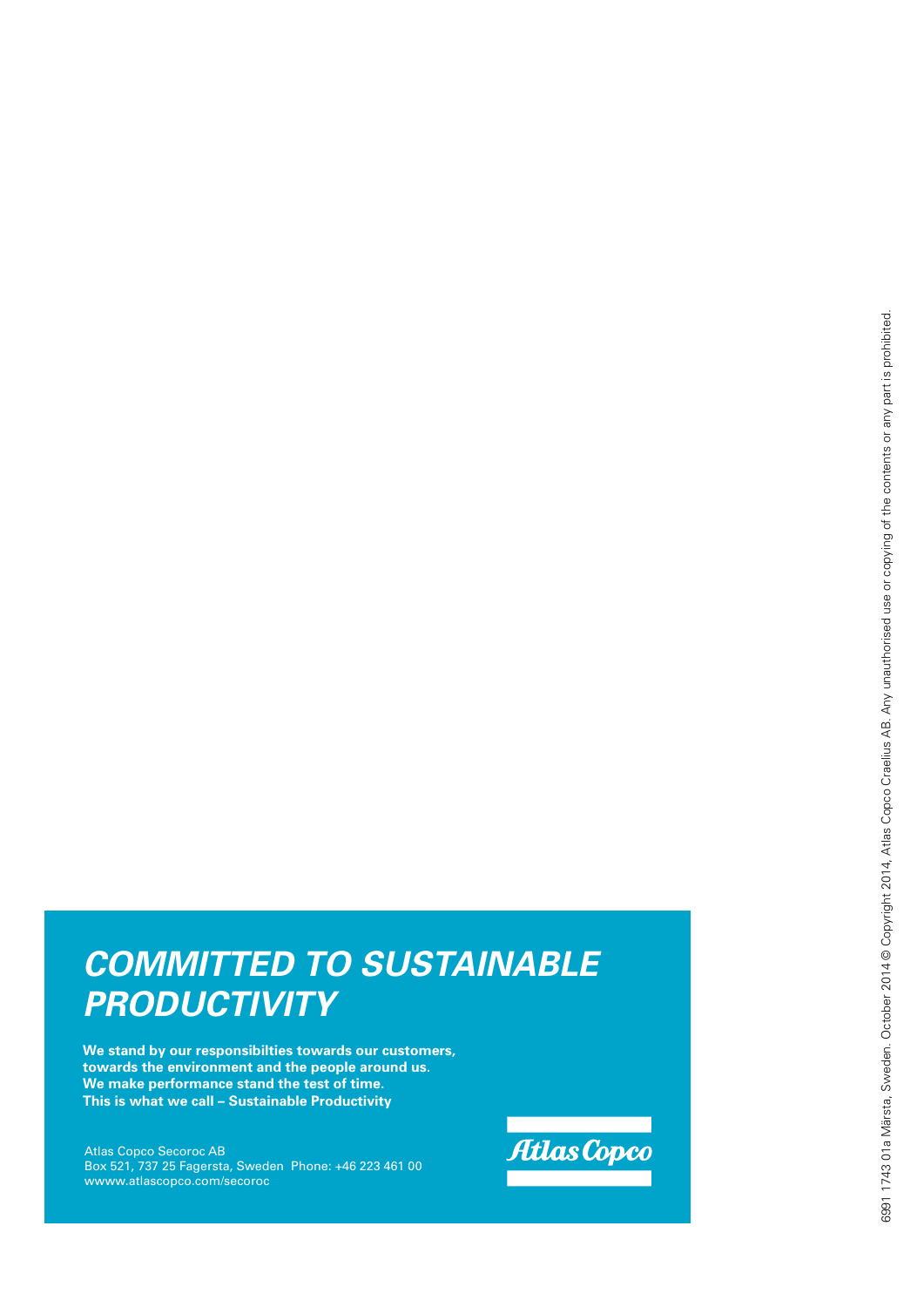# COMMITTED TO SUSTAINABLE PRODUCTIVITY

**We stand by our responsibilties towards our customers, towards the environment and the people around us. We make performance stand the test of time. This is what we call – Sustainable Productivity**

Atlas Copco Secoroc AB
Box 521, 737 25 Fagersta, Sweden Phone: +46 223 461 00
wwww.atlascopco.com/secoroc

Atlas Copco

6991 1743 01a Märsta, Sweden. October 2014 © Copyright 2014, Atlas Copco Craelius AB. Any unauthorised use or copying of the contents or any part is prohibited.